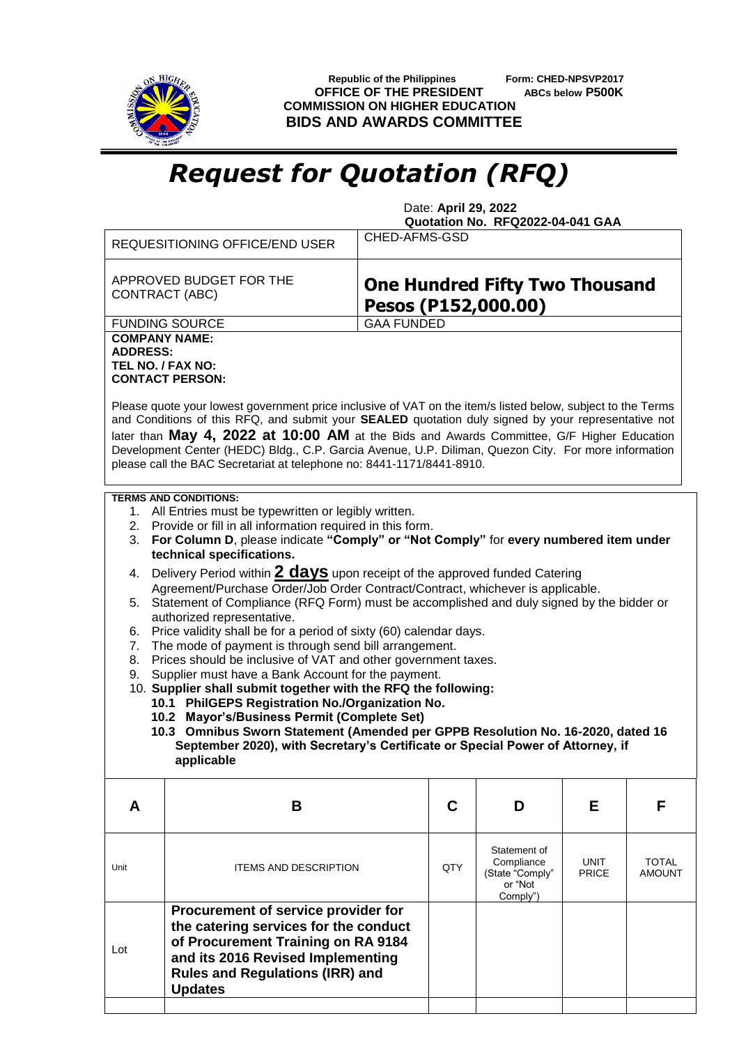Republic of the Philippines
**OFFICE OF THE PRESIDENT**
**COMMISSION ON HIGHER EDUCATION**
**BIDS AND AWARDS COMMITTEE**

Form: **CHED-NPSVP2017**
**ABCs below P500K**

# *Request for Quotation (RFQ)*

Date: **April 29, 2022**
**Quotation No. RFQ2022-04-041 GAA**

| | |
|---|---|
| REQUESITIONING OFFICE/END USER | CHED-AFMS-GSD |
| APPROVED BUDGET FOR THE CONTRACT (ABC) | **One Hundred Fifty Two Thousand Pesos (P152,000.00)** |
| FUNDING SOURCE | GAA FUNDED |

**COMPANY NAME:**
**ADDRESS:**
**TEL NO. / FAX NO:**
**CONTACT PERSON:**

Please quote your lowest government price inclusive of VAT on the item/s listed below, subject to the Terms and Conditions of this RFQ, and submit your **SEALED** quotation duly signed by your representative not later than **May 4, 2022 at 10:00 AM** at the Bids and Awards Committee, G/F Higher Education Development Center (HEDC) Bldg., C.P. Garcia Avenue, U.P. Diliman, Quezon City. For more information please call the BAC Secretariat at telephone no: 8441-1171/8441-8910.

**TERMS AND CONDITIONS:**

1. All Entries must be typewritten or legibly written.
2. Provide or fill in all information required in this form.
3. **For Column D**, please indicate **"Comply" or "Not Comply"** for **every numbered item under technical specifications.**
4. Delivery Period within **2 days** upon receipt of the approved funded Catering Agreement/Purchase Order/Job Order Contract/Contract, whichever is applicable.
5. Statement of Compliance (RFQ Form) must be accomplished and duly signed by the bidder or authorized representative.
6. Price validity shall be for a period of sixty (60) calendar days.
7. The mode of payment is through send bill arrangement.
8. Prices should be inclusive of VAT and other government taxes.
9. Supplier must have a Bank Account for the payment.
10. **Supplier shall submit together with the RFQ the following:**
    - **10.1 PhilGEPS Registration No./Organization No.**
    - **10.2 Mayor's/Business Permit (Complete Set)**
    - **10.3 Omnibus Sworn Statement (Amended per GPPB Resolution No. 16-2020, dated 16 September 2020), with Secretary's Certificate or Special Power of Attorney, if applicable**

| A | B | C | D | E | F |
|---|---|---|---|---|---|
| Unit | ITEMS AND DESCRIPTION | QTY | Statement of Compliance (State "Comply" or "Not Comply") | UNIT PRICE | TOTAL AMOUNT |
| Lot | **Procurement of service provider for the catering services for the conduct of Procurement Training on RA 9184 and its 2016 Revised Implementing Rules and Regulations (IRR) and Updates** | | | | |
| | | | | | |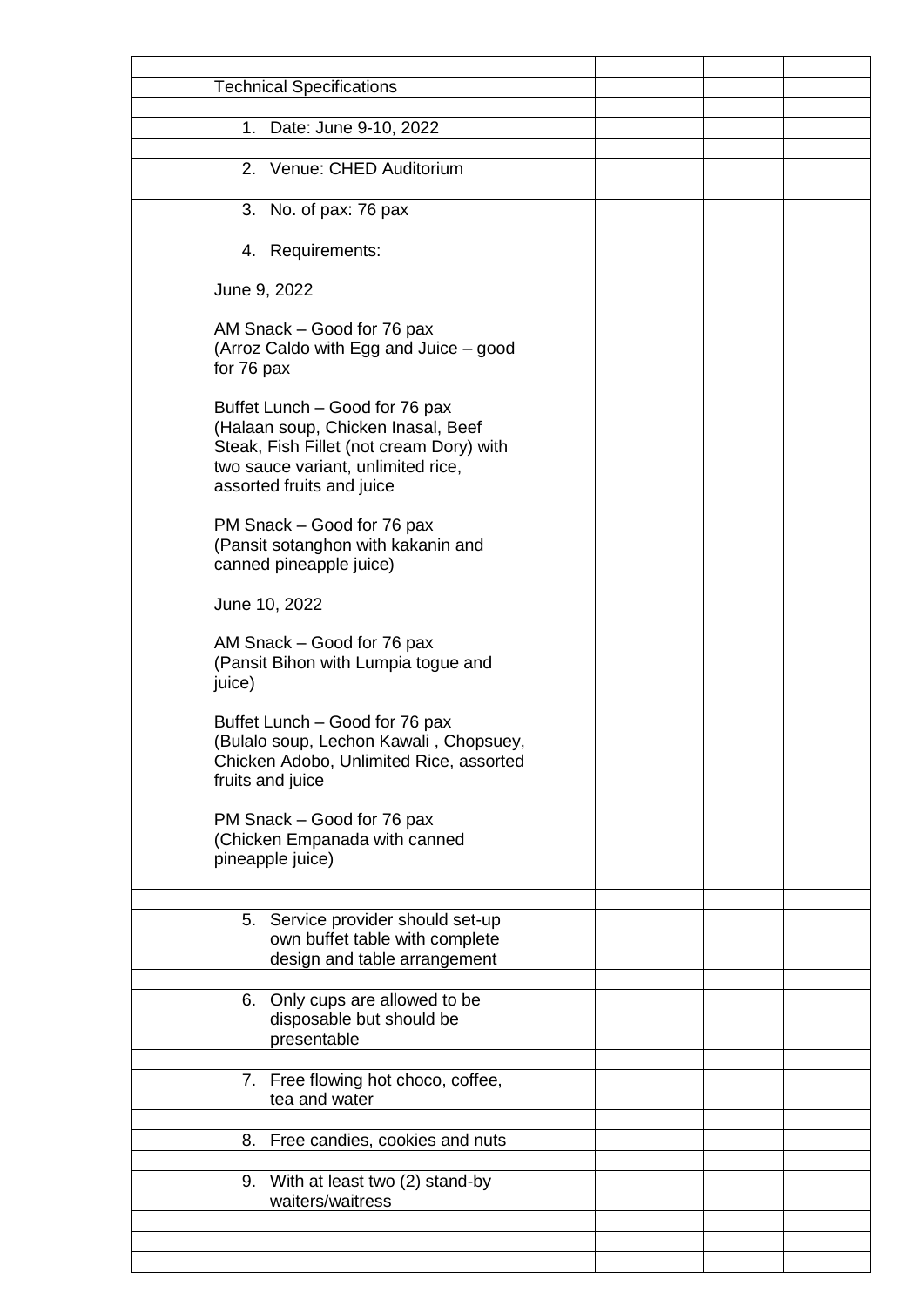| | | | | | |
|---|---|---|---|---|---|
| | Technical Specifications | | | | |
| | | | | | |
| | 1. Date: June 9-10, 2022 | | | | |
| | | | | | |
| | 2. Venue: CHED Auditorium | | | | |
| | | | | | |
| | 3. No. of pax: 76 pax | | | | |
| | | | | | |
| | 4. Requirements:<br><br>June 9, 2022<br><br>AM Snack – Good for 76 pax<br>(Arroz Caldo with Egg and Juice – good for 76 pax<br><br>Buffet Lunch – Good for 76 pax<br>(Halaan soup, Chicken Inasal, Beef Steak, Fish Fillet (not cream Dory) with two sauce variant, unlimited rice, assorted fruits and juice<br><br>PM Snack – Good for 76 pax<br>(Pansit sotanghon with kakanin and canned pineapple juice)<br><br>June 10, 2022<br><br>AM Snack – Good for 76 pax<br>(Pansit Bihon with Lumpia togue and juice)<br><br>Buffet Lunch – Good for 76 pax<br>(Bulalo soup, Lechon Kawali , Chopsuey, Chicken Adobo, Unlimited Rice, assorted fruits and juice<br><br>PM Snack – Good for 76 pax<br>(Chicken Empanada with canned pineapple juice) | | | | |
| | | | | | |
| | 5. Service provider should set-up own buffet table with complete design and table arrangement | | | | |
| | | | | | |
| | 6. Only cups are allowed to be disposable but should be presentable | | | | |
| | | | | | |
| | 7. Free flowing hot choco, coffee, tea and water | | | | |
| | | | | | |
| | 8. Free candies, cookies and nuts | | | | |
| | | | | | |
| | 9. With at least two (2) stand-by waiters/waitress | | | | |
| | | | | | |
| | | | | | |
| | | | | | |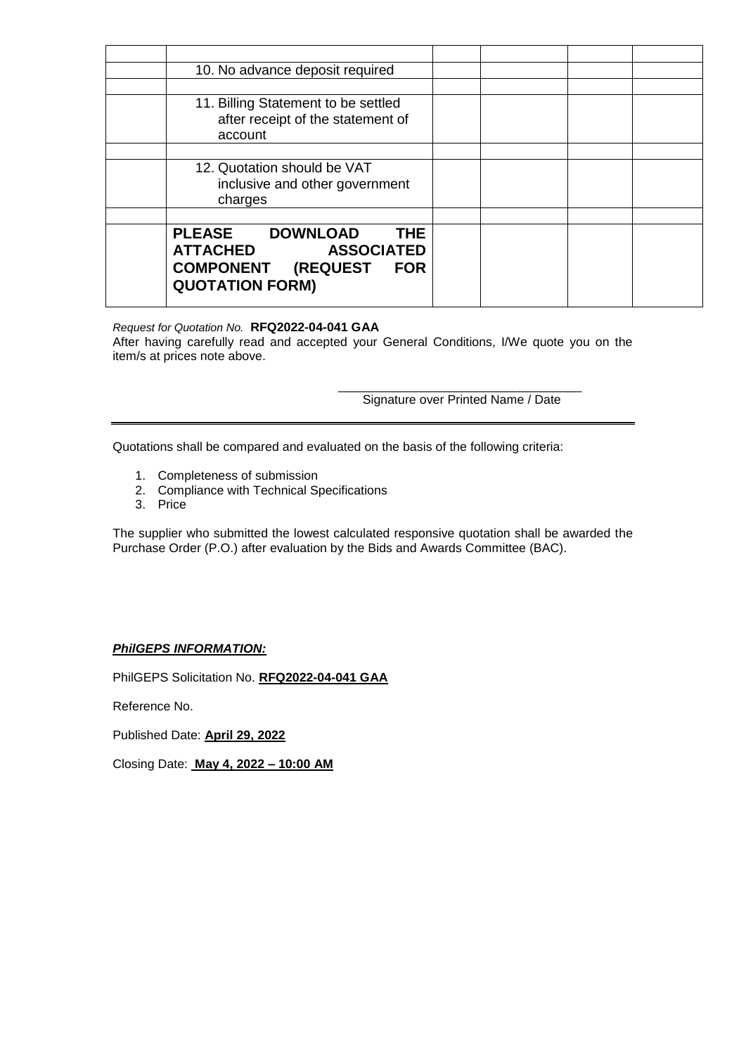| | | | | | |
|---|---|---|---|---|---|
| | | | | | |
| | 10. No advance deposit required | | | | |
| | | | | | |
| | 11. Billing Statement to be settled after receipt of the statement of account | | | | |
| | | | | | |
| | 12. Quotation should be VAT inclusive and other government charges | | | | |
| | | | | | |
| | **PLEASE DOWNLOAD THE ATTACHED ASSOCIATED COMPONENT (REQUEST FOR QUOTATION FORM)** | | | | |

*Request for Quotation No.* **RFQ2022-04-041 GAA**

After having carefully read and accepted your General Conditions, I/We quote you on the item/s at prices note above.

___________________________________

Signature over Printed Name / Date

---

Quotations shall be compared and evaluated on the basis of the following criteria:

1. Completeness of submission
2. Compliance with Technical Specifications
3. Price

The supplier who submitted the lowest calculated responsive quotation shall be awarded the Purchase Order (P.O.) after evaluation by the Bids and Awards Committee (BAC).

***PhilGEPS INFORMATION:***

PhilGEPS Solicitation No. **RFQ2022-04-041 GAA**

Reference No.

Published Date: **April 29, 2022**

Closing Date: **May 4, 2022 – 10:00 AM**